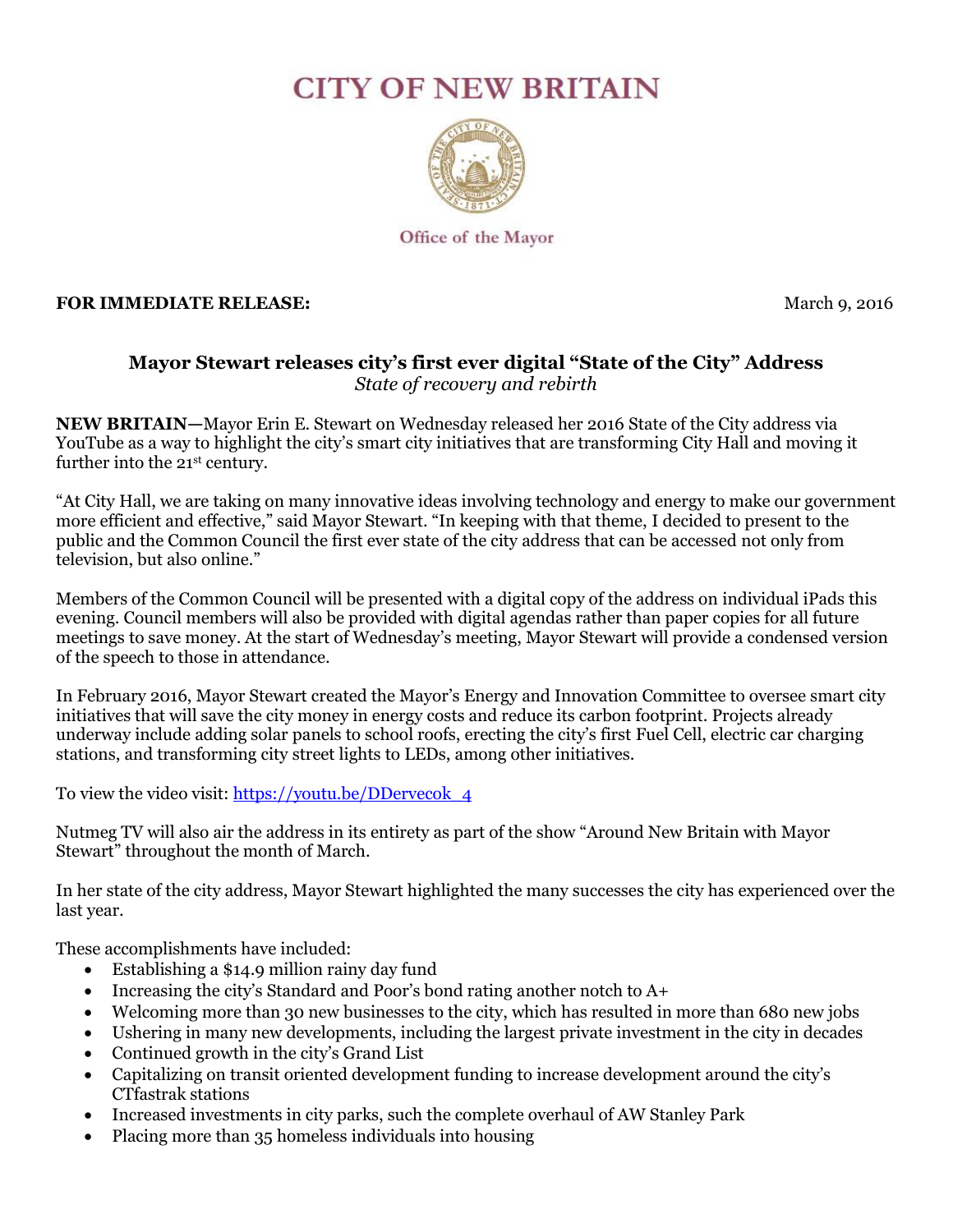# CITY OF NEW BRITAIN

Office of the Mayor

**FOR IMMEDIATE RELEASE:** March 9, 2016

## Mayor Stewart releases city's first ever digital "State of the City" Address

*State of recovery and rebirth*

**NEW BRITAIN—**Mayor Erin E. Stewart on Wednesday released her 2016 State of the City address via YouTube as a way to highlight the city's smart city initiatives that are transforming City Hall and moving it further into the 21st century.

"At City Hall, we are taking on many innovative ideas involving technology and energy to make our government more efficient and effective," said Mayor Stewart. "In keeping with that theme, I decided to present to the public and the Common Council the first ever state of the city address that can be accessed not only from television, but also online."

Members of the Common Council will be presented with a digital copy of the address on individual iPads this evening. Council members will also be provided with digital agendas rather than paper copies for all future meetings to save money. At the start of Wednesday's meeting, Mayor Stewart will provide a condensed version of the speech to those in attendance.

In February 2016, Mayor Stewart created the Mayor's Energy and Innovation Committee to oversee smart city initiatives that will save the city money in energy costs and reduce its carbon footprint. Projects already underway include adding solar panels to school roofs, erecting the city's first Fuel Cell, electric car charging stations, and transforming city street lights to LEDs, among other initiatives.

To view the video visit: https://youtu.be/DDervecok_4

Nutmeg TV will also air the address in its entirety as part of the show "Around New Britain with Mayor Stewart" throughout the month of March.

In her state of the city address, Mayor Stewart highlighted the many successes the city has experienced over the last year.

These accomplishments have included:

- Establishing a $14.9 million rainy day fund
- Increasing the city's Standard and Poor's bond rating another notch to A+
- Welcoming more than 30 new businesses to the city, which has resulted in more than 680 new jobs
- Ushering in many new developments, including the largest private investment in the city in decades
- Continued growth in the city's Grand List
- Capitalizing on transit oriented development funding to increase development around the city's CTfastrak stations
- Increased investments in city parks, such the complete overhaul of AW Stanley Park
- Placing more than 35 homeless individuals into housing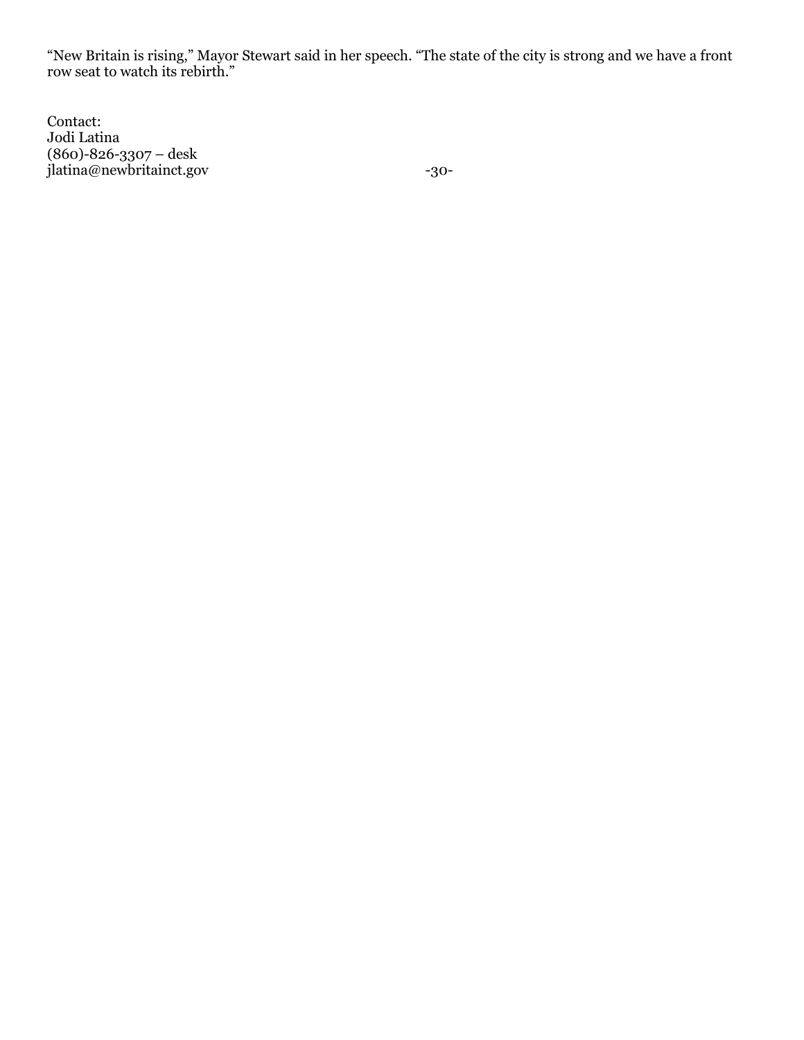"New Britain is rising," Mayor Stewart said in her speech. "The state of the city is strong and we have a front row seat to watch its rebirth."

Contact:
Jodi Latina
(860)-826-3307 – desk
jlatina@newbritainct.gov

-30-